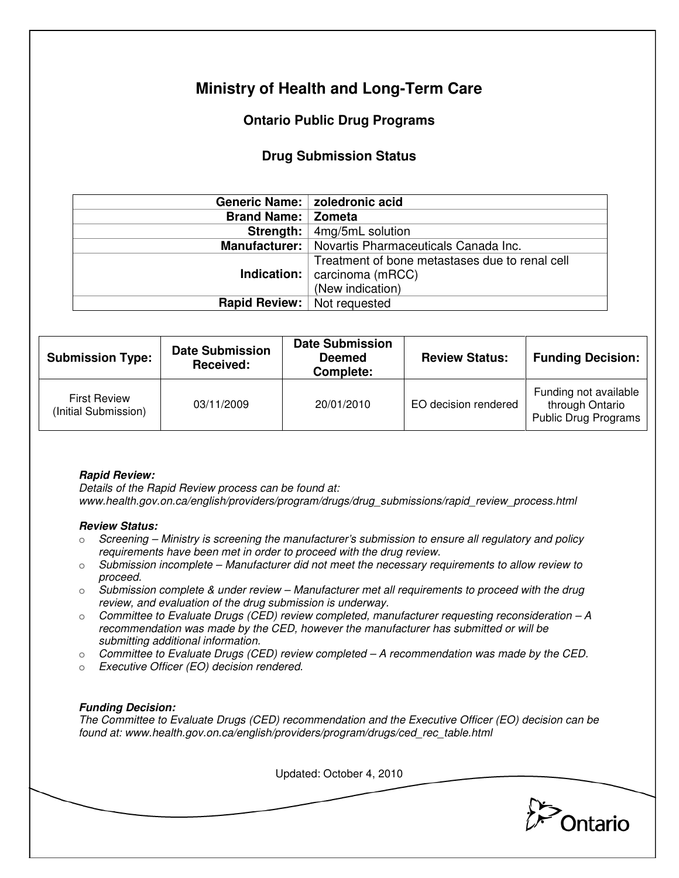# Ministry of Health and Long-Term Care

## Ontario Public Drug Programs

### Drug Submission Status

| | |
|---|---|
| **Generic Name:** | **zoledronic acid** |
| **Brand Name:** | **Zometa** |
| **Strength:** | 4mg/5mL solution |
| **Manufacturer:** | Novartis Pharmaceuticals Canada Inc. |
| **Indication:** | Treatment of bone metastases due to renal cell carcinoma (mRCC) (New indication) |
| **Rapid Review:** | Not requested |

| Submission Type: | Date Submission Received: | Date Submission Deemed Complete: | Review Status: | Funding Decision: |
|---|---|---|---|---|
| First Review (Initial Submission) | 03/11/2009 | 20/01/2010 | EO decision rendered | Funding not available through Ontario Public Drug Programs |

***Rapid Review:***
*Details of the Rapid Review process can be found at:*
*www.health.gov.on.ca/english/providers/program/drugs/drug_submissions/rapid_review_process.html*

***Review Status:***

- *Screening – Ministry is screening the manufacturer's submission to ensure all regulatory and policy requirements have been met in order to proceed with the drug review.*
- *Submission incomplete – Manufacturer did not meet the necessary requirements to allow review to proceed.*
- *Submission complete & under review – Manufacturer met all requirements to proceed with the drug review, and evaluation of the drug submission is underway.*
- *Committee to Evaluate Drugs (CED) review completed, manufacturer requesting reconsideration – A recommendation was made by the CED, however the manufacturer has submitted or will be submitting additional information.*
- *Committee to Evaluate Drugs (CED) review completed – A recommendation was made by the CED.*
- *Executive Officer (EO) decision rendered.*

***Funding Decision:***
*The Committee to Evaluate Drugs (CED) recommendation and the Executive Officer (EO) decision can be found at: www.health.gov.on.ca/english/providers/program/drugs/ced_rec_table.html*

Updated: October 4, 2010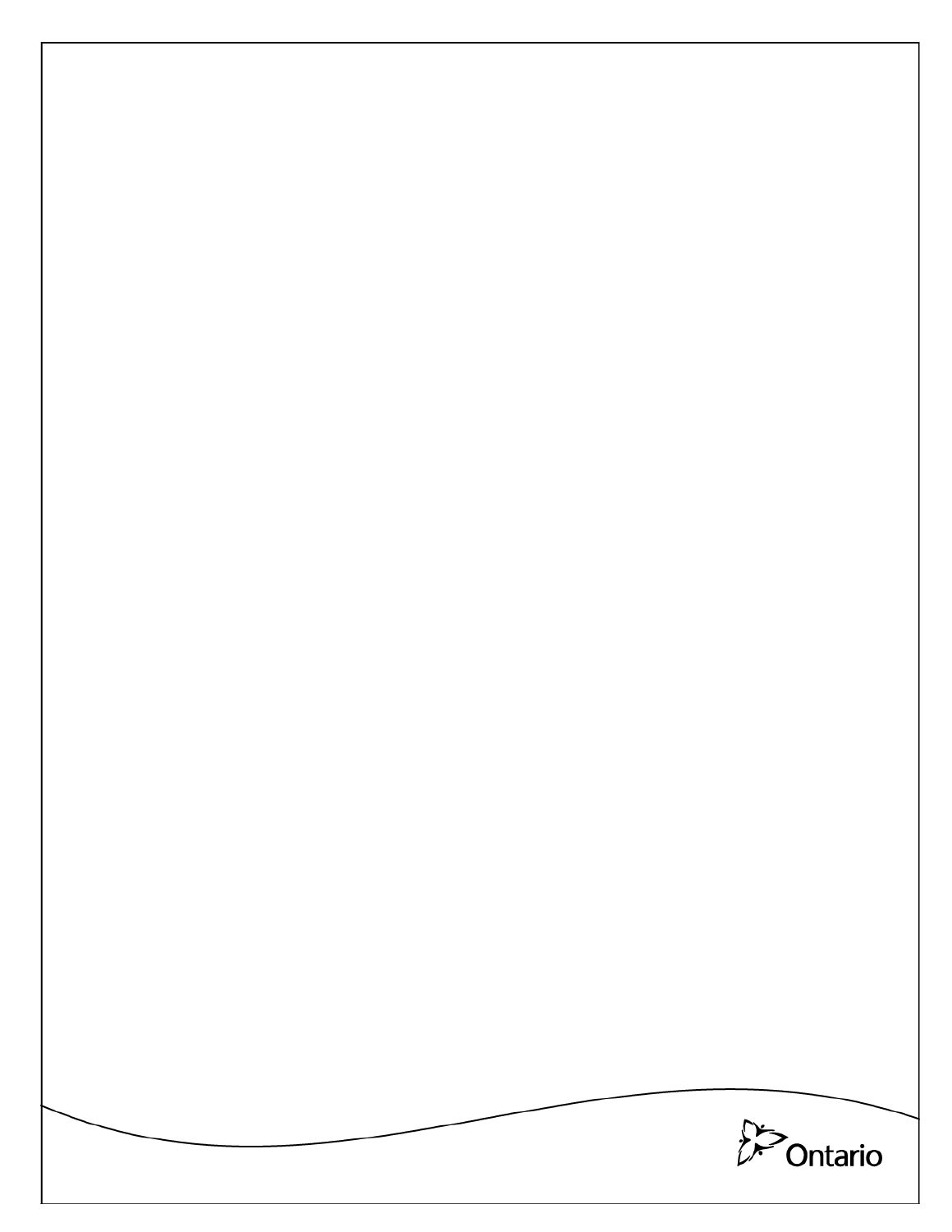Ontario